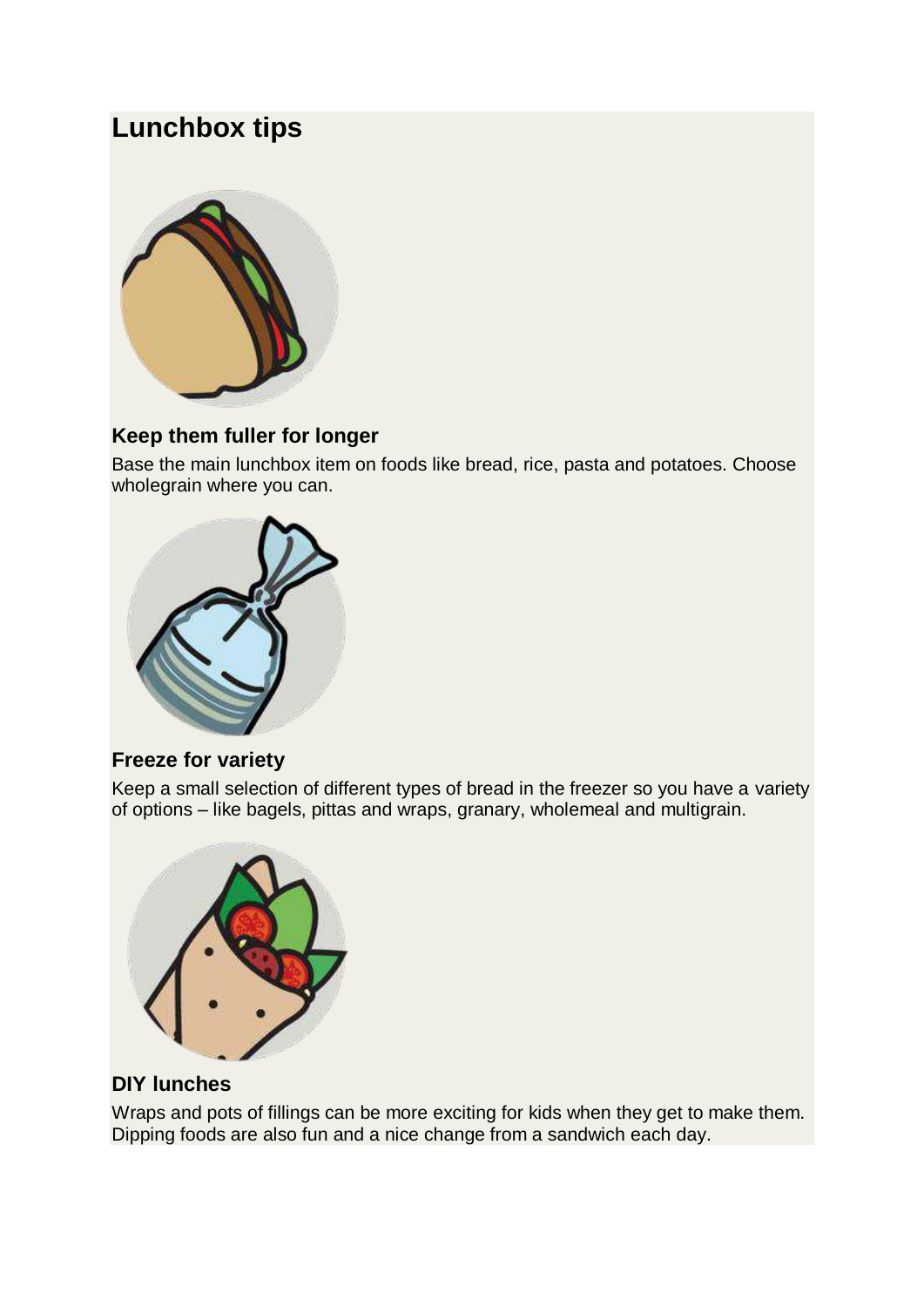# Lunchbox tips

### Keep them fuller for longer

Base the main lunchbox item on foods like bread, rice, pasta and potatoes. Choose wholegrain where you can.

### Freeze for variety

Keep a small selection of different types of bread in the freezer so you have a variety of options – like bagels, pittas and wraps, granary, wholemeal and multigrain.

### DIY lunches

Wraps and pots of fillings can be more exciting for kids when they get to make them. Dipping foods are also fun and a nice change from a sandwich each day.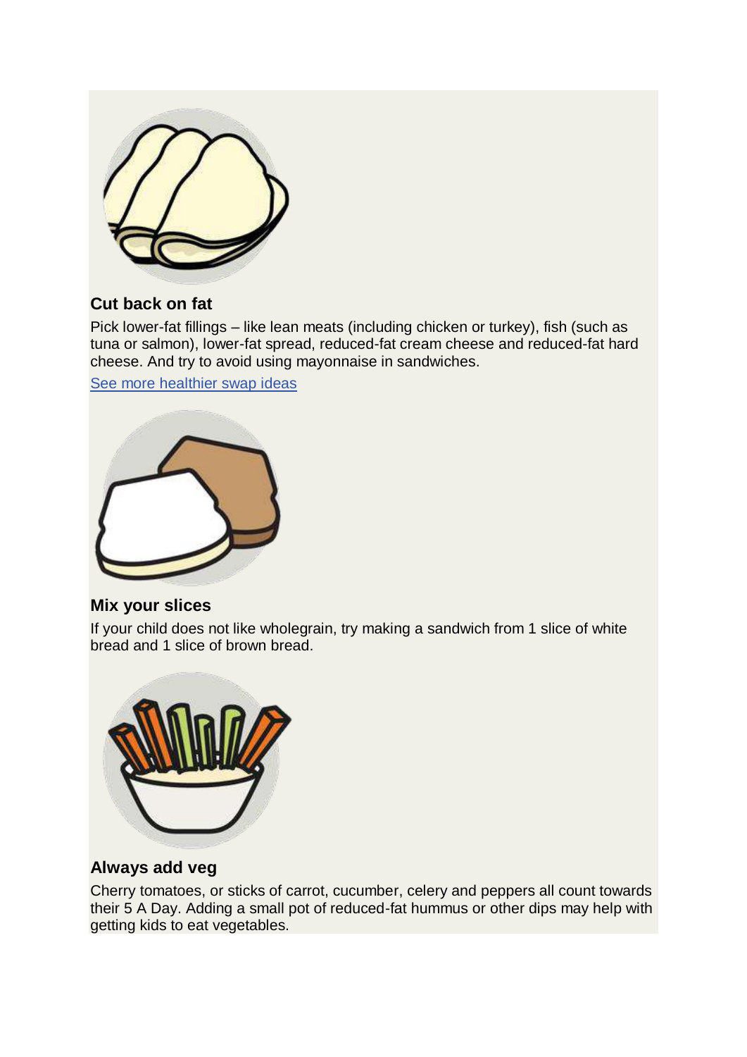### Cut back on fat

Pick lower-fat fillings – like lean meats (including chicken or turkey), fish (such as tuna or salmon), lower-fat spread, reduced-fat cream cheese and reduced-fat hard cheese. And try to avoid using mayonnaise in sandwiches.

[See more healthier swap ideas]

### Mix your slices

If your child does not like wholegrain, try making a sandwich from 1 slice of white bread and 1 slice of brown bread.

### Always add veg

Cherry tomatoes, or sticks of carrot, cucumber, celery and peppers all count towards their 5 A Day. Adding a small pot of reduced-fat hummus or other dips may help with getting kids to eat vegetables.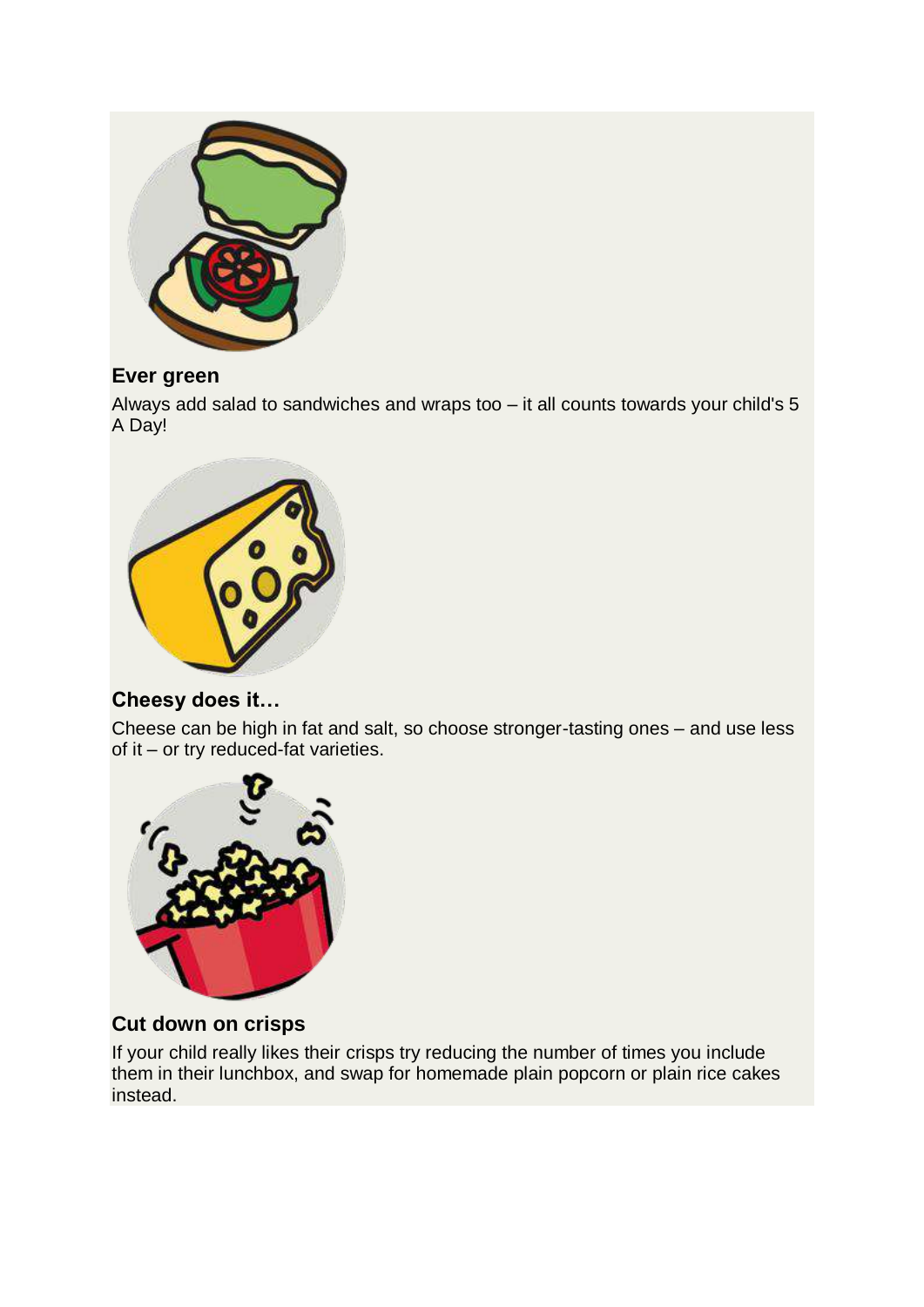### Ever green

Always add salad to sandwiches and wraps too – it all counts towards your child's 5 A Day!

### Cheesy does it…

Cheese can be high in fat and salt, so choose stronger-tasting ones – and use less of it – or try reduced-fat varieties.

### Cut down on crisps

If your child really likes their crisps try reducing the number of times you include them in their lunchbox, and swap for homemade plain popcorn or plain rice cakes instead.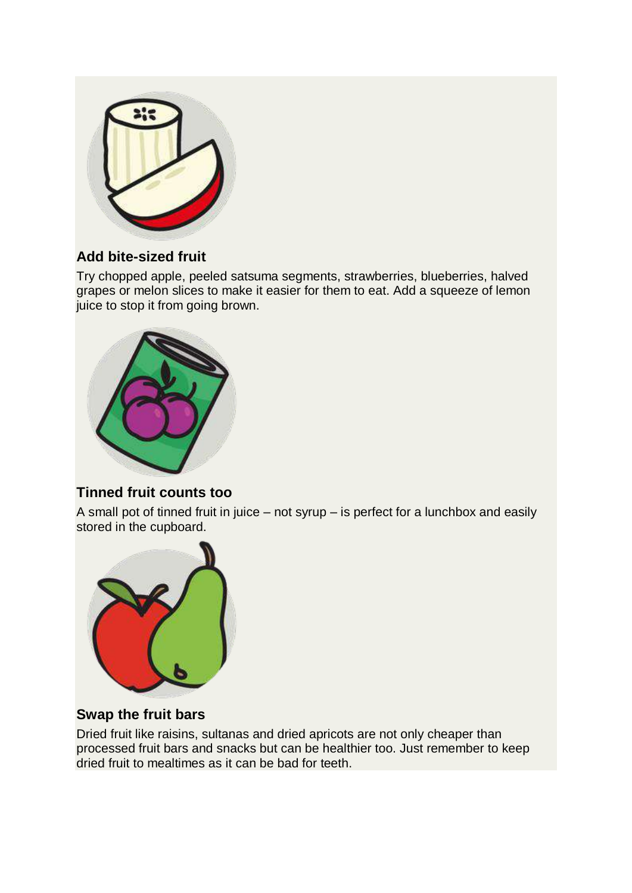### Add bite-sized fruit

Try chopped apple, peeled satsuma segments, strawberries, blueberries, halved grapes or melon slices to make it easier for them to eat. Add a squeeze of lemon juice to stop it from going brown.

### Tinned fruit counts too

A small pot of tinned fruit in juice – not syrup – is perfect for a lunchbox and easily stored in the cupboard.

### Swap the fruit bars

Dried fruit like raisins, sultanas and dried apricots are not only cheaper than processed fruit bars and snacks but can be healthier too. Just remember to keep dried fruit to mealtimes as it can be bad for teeth.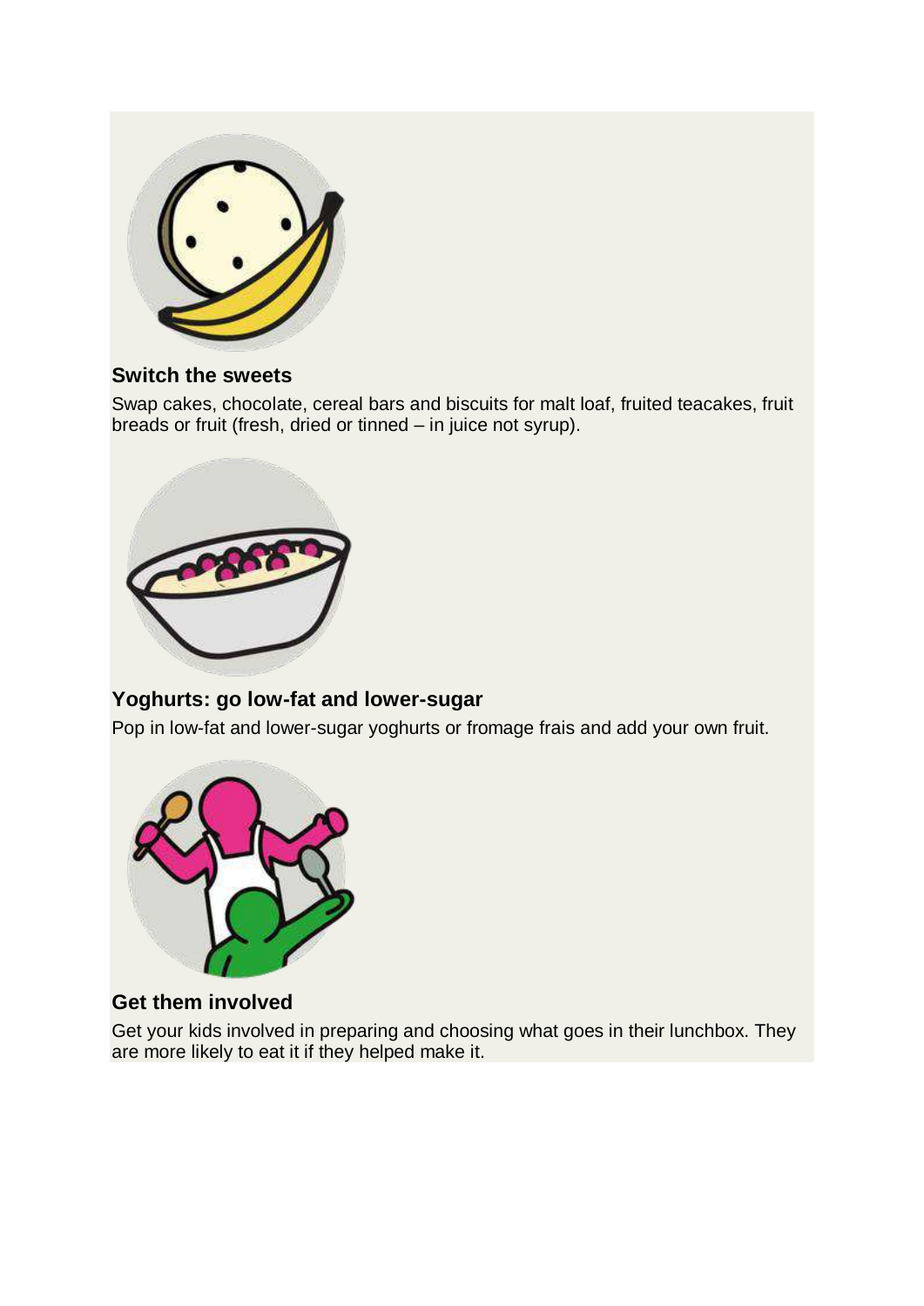### Switch the sweets

Swap cakes, chocolate, cereal bars and biscuits for malt loaf, fruited teacakes, fruit breads or fruit (fresh, dried or tinned – in juice not syrup).

### Yoghurts: go low-fat and lower-sugar

Pop in low-fat and lower-sugar yoghurts or fromage frais and add your own fruit.

### Get them involved

Get your kids involved in preparing and choosing what goes in their lunchbox. They are more likely to eat it if they helped make it.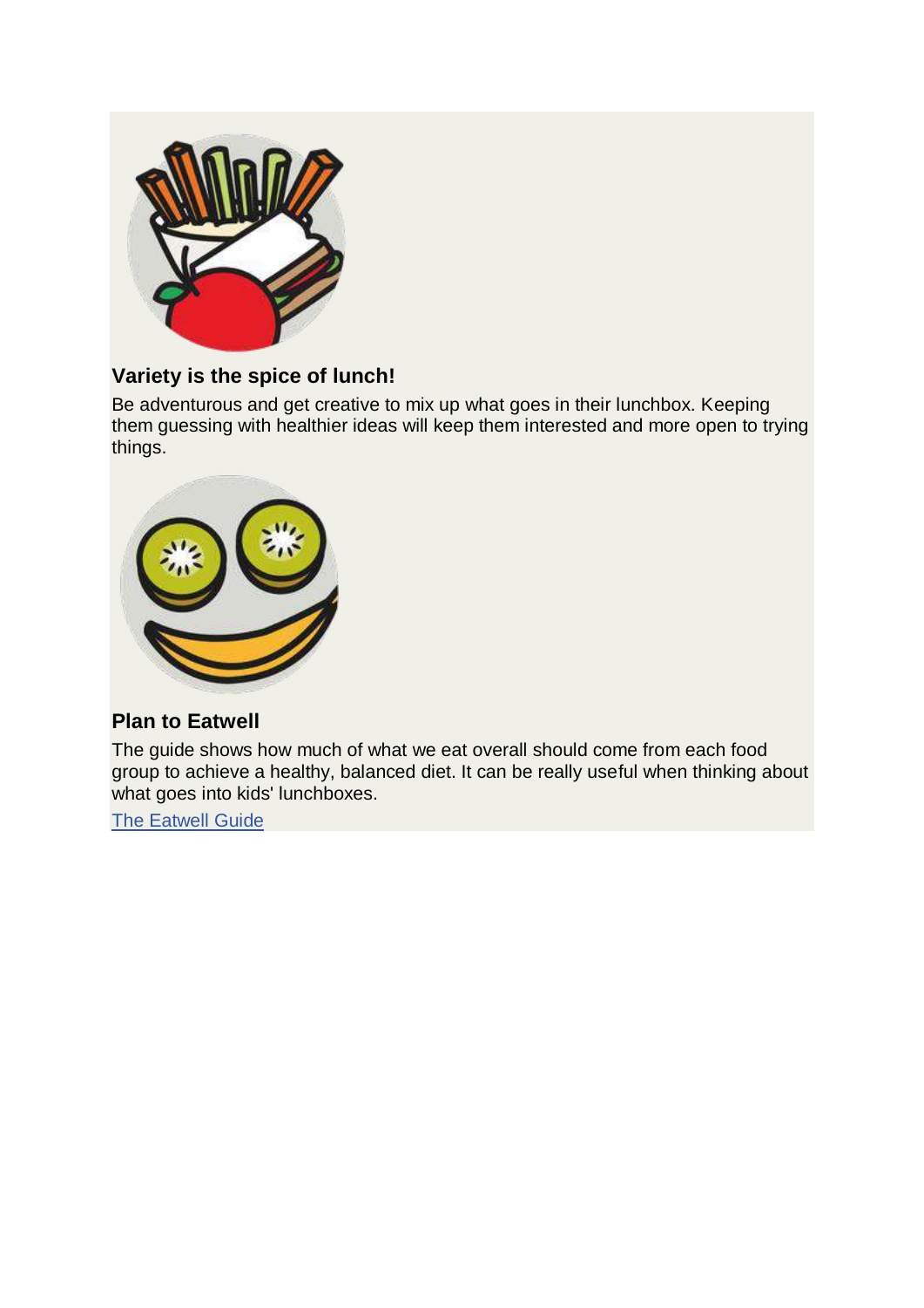### Variety is the spice of lunch!

Be adventurous and get creative to mix up what goes in their lunchbox. Keeping them guessing with healthier ideas will keep them interested and more open to trying things.

### Plan to Eatwell

The guide shows how much of what we eat overall should come from each food group to achieve a healthy, balanced diet. It can be really useful when thinking about what goes into kids' lunchboxes.

The Eatwell Guide